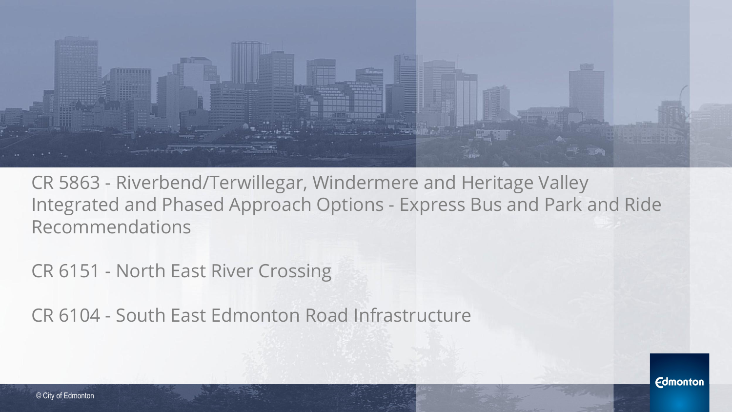CR 5863 - Riverbend/Terwillegar, Windermere and Heritage Valley Integrated and Phased Approach Options - Express Bus and Park and Ride Recommendations

CR 6151 - North East River Crossing

CR 6104 - South East Edmonton Road Infrastructure

© City of Edmonton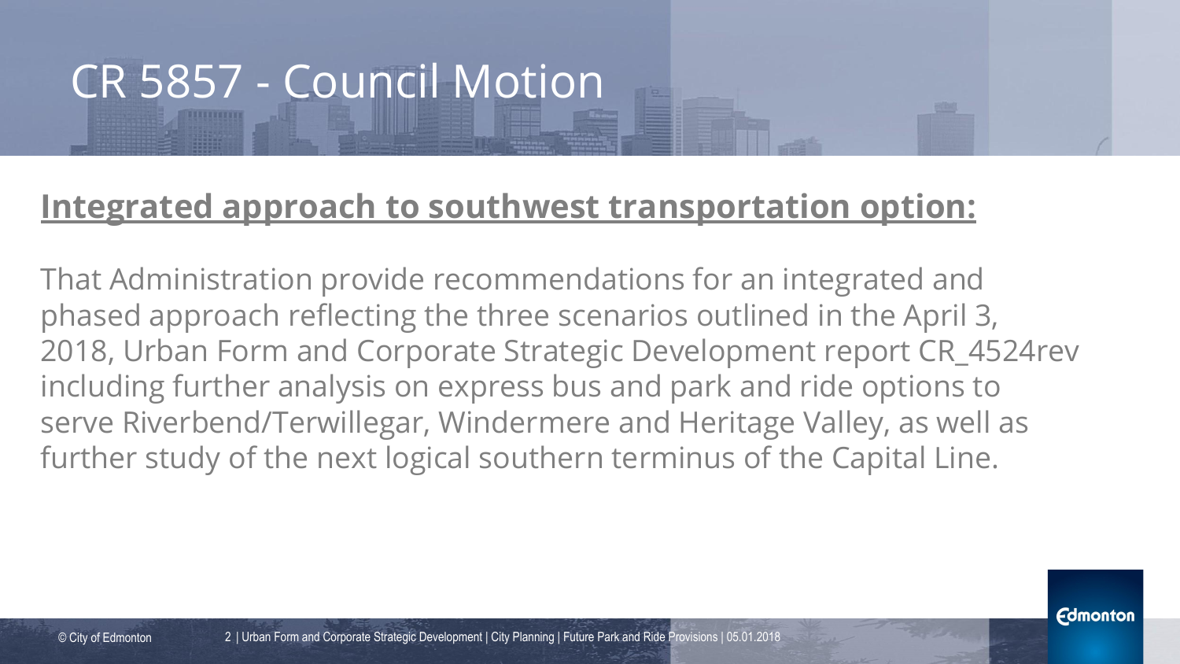# CR 5857 - Council Motion

## Integrated approach to southwest transportation option:

That Administration provide recommendations for an integrated and phased approach reflecting the three scenarios outlined in the April 3, 2018, Urban Form and Corporate Strategic Development report CR_4524rev including further analysis on express bus and park and ride options to serve Riverbend/Terwillegar, Windermere and Heritage Valley, as well as further study of the next logical southern terminus of the Capital Line.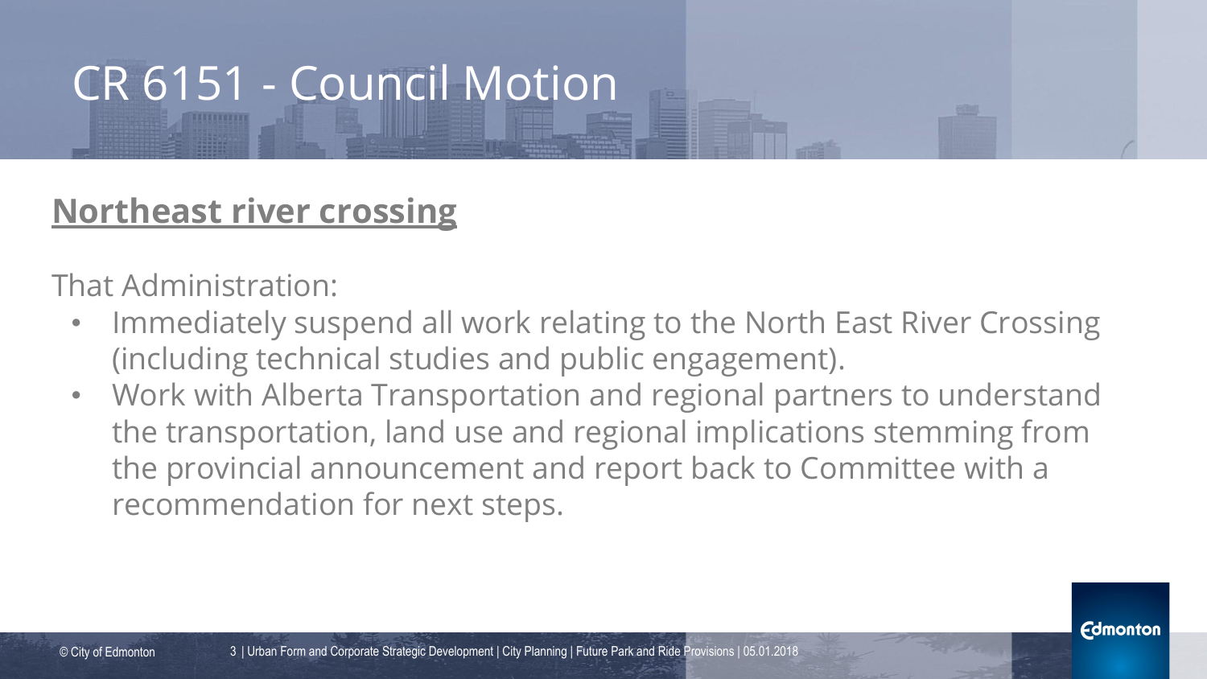# CR 6151 - Council Motion

## Northeast river crossing

That Administration:

- Immediately suspend all work relating to the North East River Crossing (including technical studies and public engagement).
- Work with Alberta Transportation and regional partners to understand the transportation, land use and regional implications stemming from the provincial announcement and report back to Committee with a recommendation for next steps.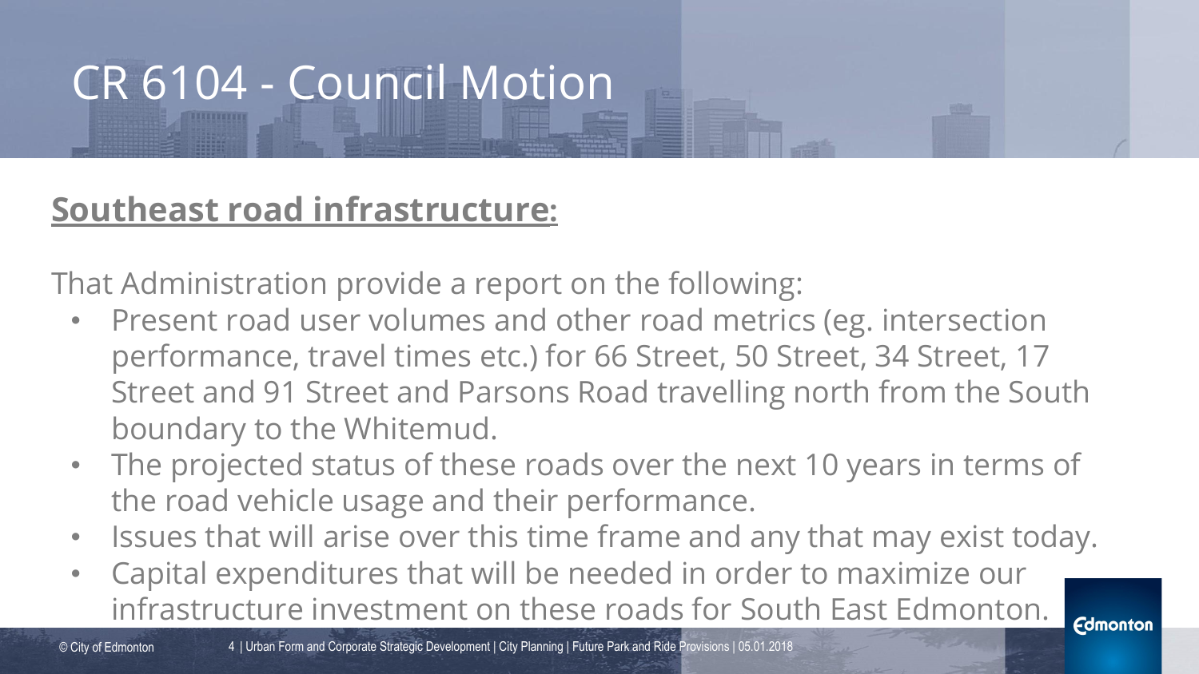# CR 6104 - Council Motion

## Southeast road infrastructure:

That Administration provide a report on the following:

- Present road user volumes and other road metrics (eg. intersection performance, travel times etc.) for 66 Street, 50 Street, 34 Street, 17 Street and 91 Street and Parsons Road travelling north from the South boundary to the Whitemud.
- The projected status of these roads over the next 10 years in terms of the road vehicle usage and their performance.
- Issues that will arise over this time frame and any that may exist today.
- Capital expenditures that will be needed in order to maximize our infrastructure investment on these roads for South East Edmonton.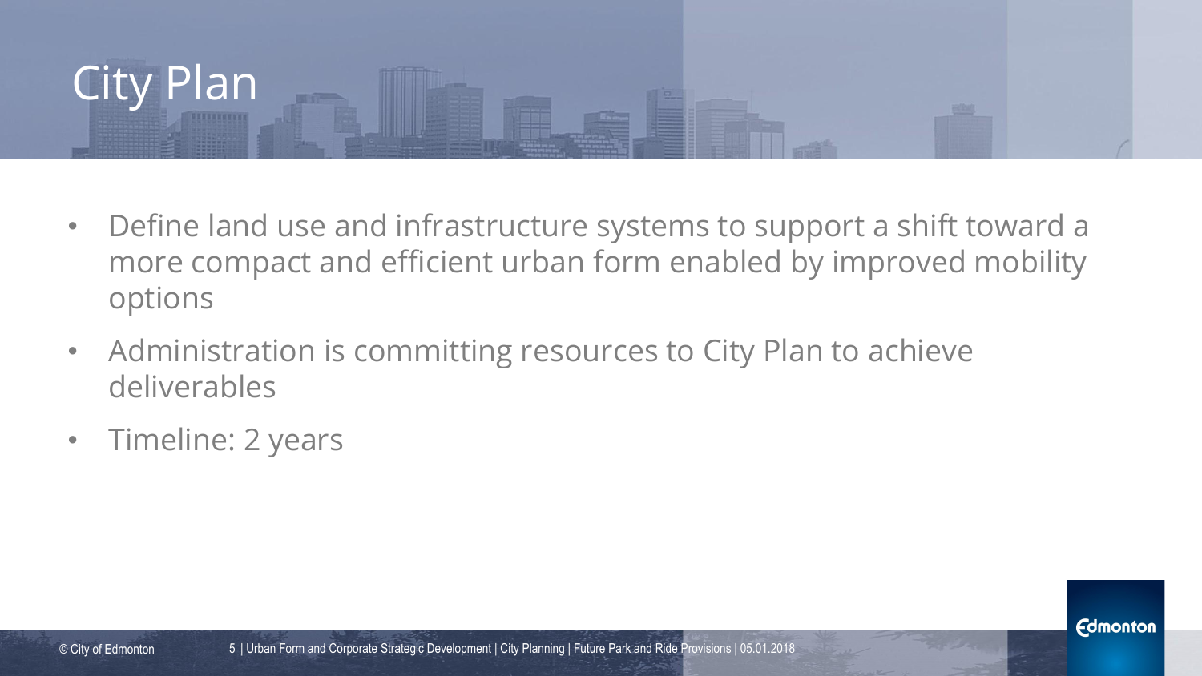# City Plan

- Define land use and infrastructure systems to support a shift toward a more compact and efficient urban form enabled by improved mobility options
- Administration is committing resources to City Plan to achieve deliverables
- Timeline: 2 years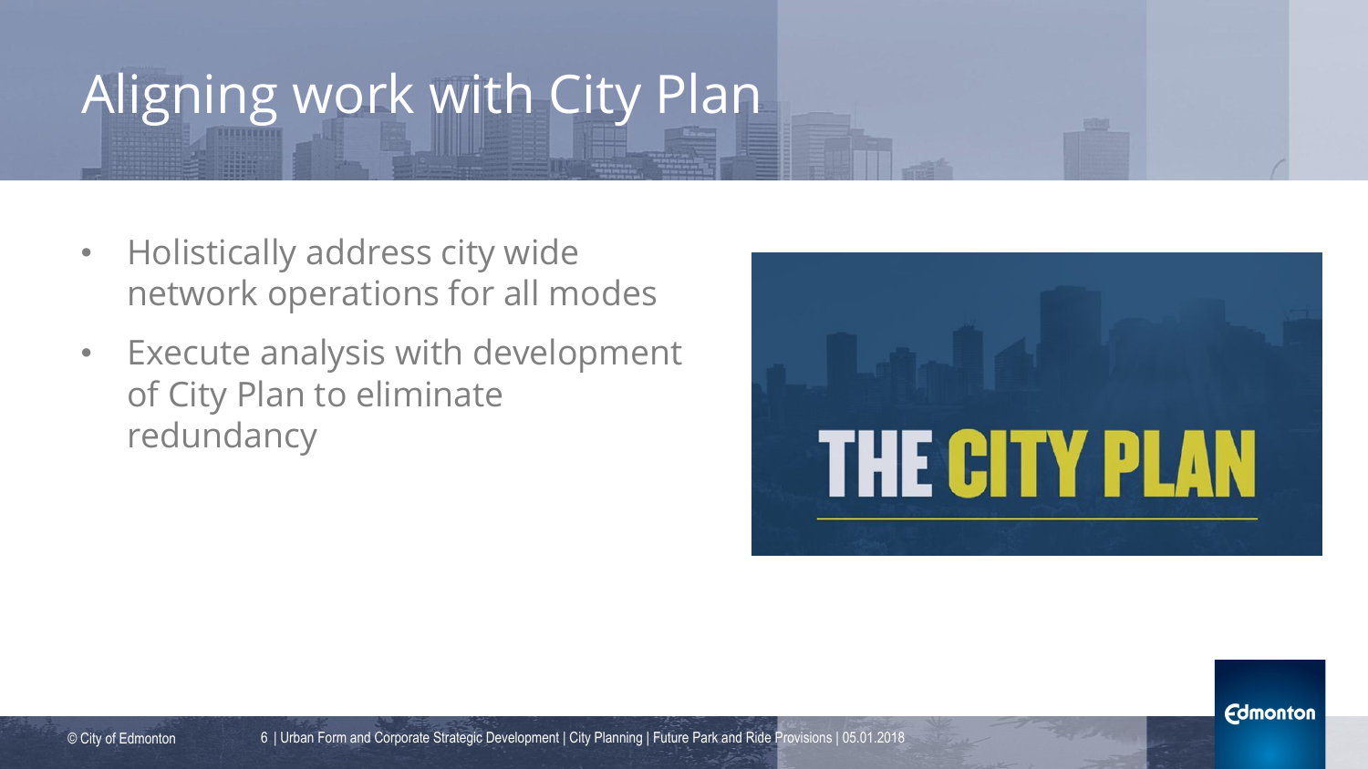# Aligning work with City Plan

- Holistically address city wide network operations for all modes
- Execute analysis with development of City Plan to eliminate redundancy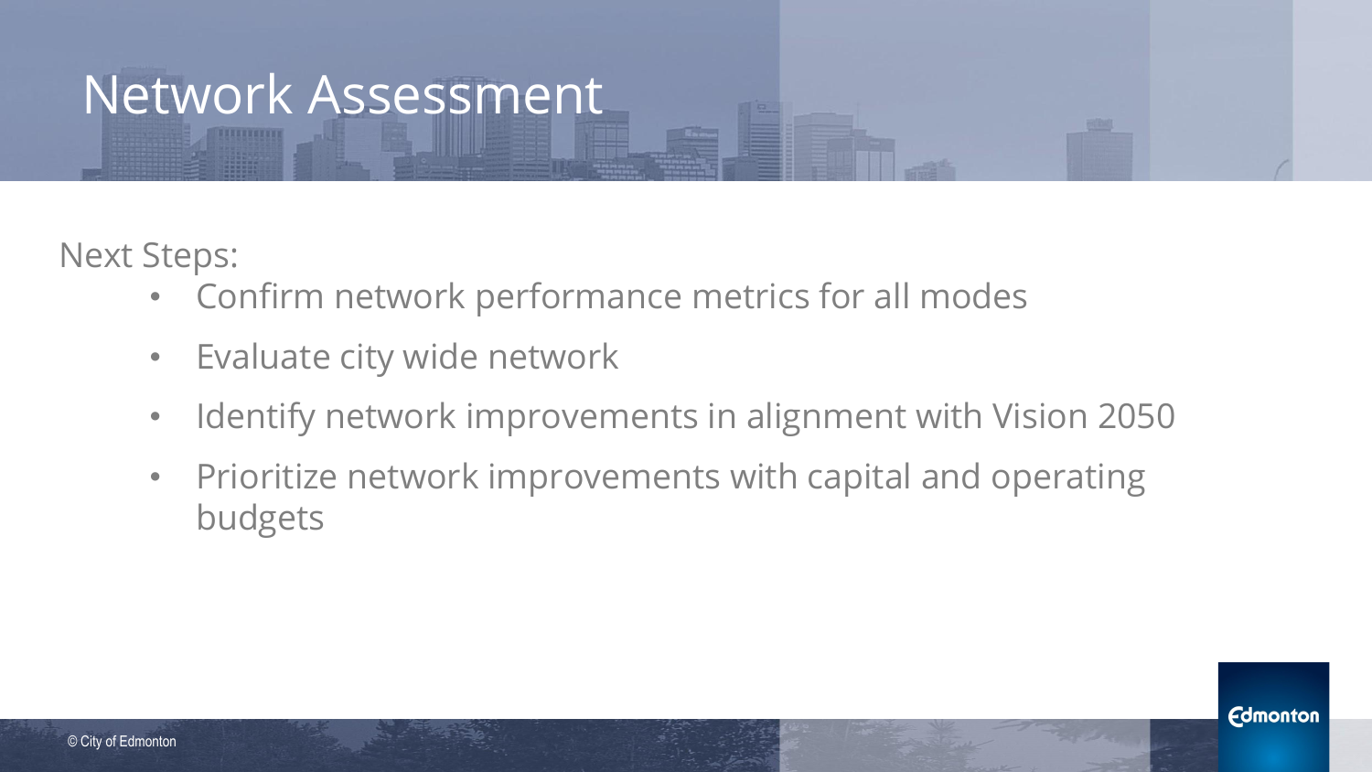# Network Assessment

Next Steps:

- Confirm network performance metrics for all modes
- Evaluate city wide network
- Identify network improvements in alignment with Vision 2050
- Prioritize network improvements with capital and operating budgets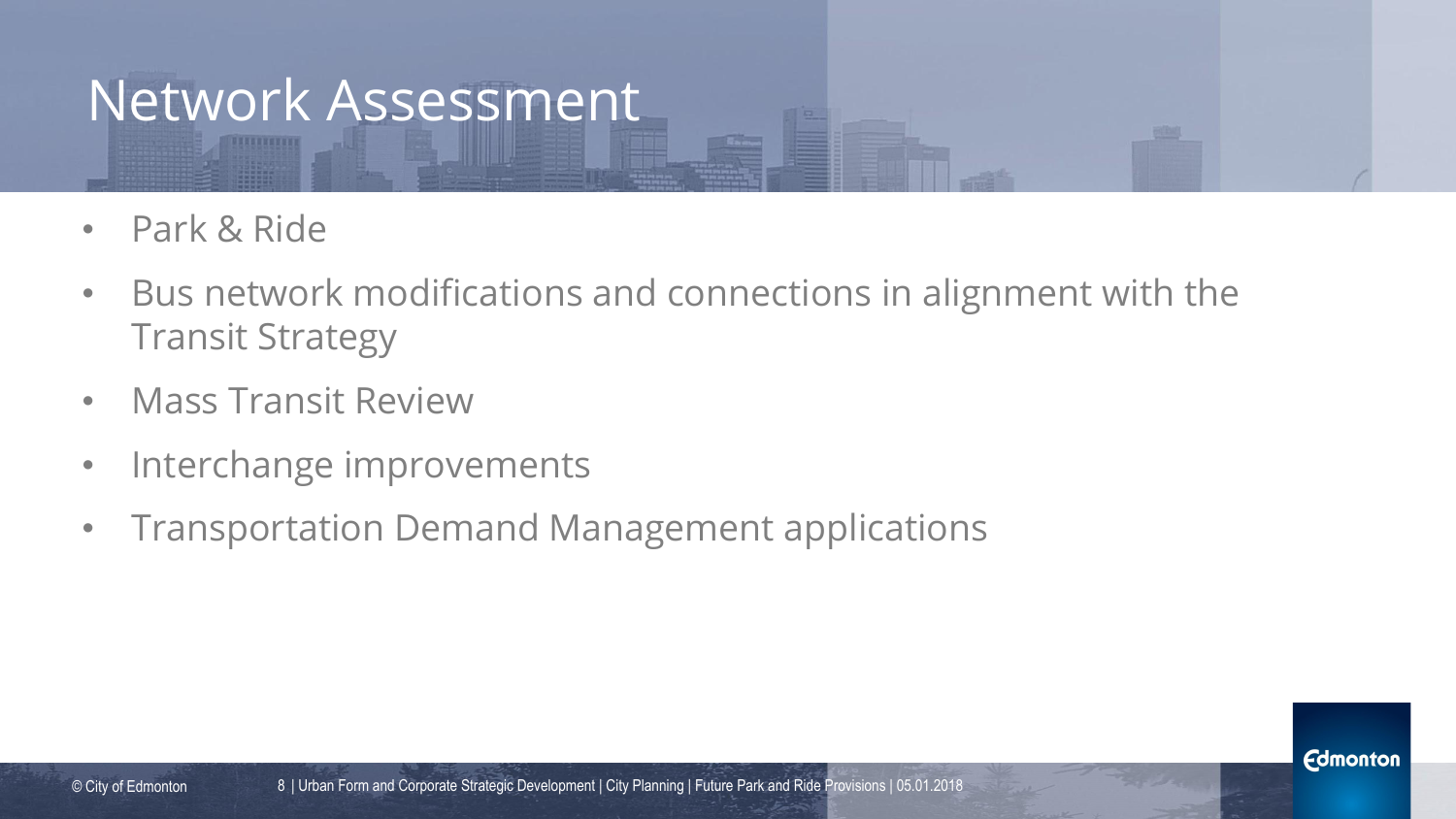# Network Assessment

- Park & Ride
- Bus network modifications and connections in alignment with the Transit Strategy
- Mass Transit Review
- Interchange improvements
- Transportation Demand Management applications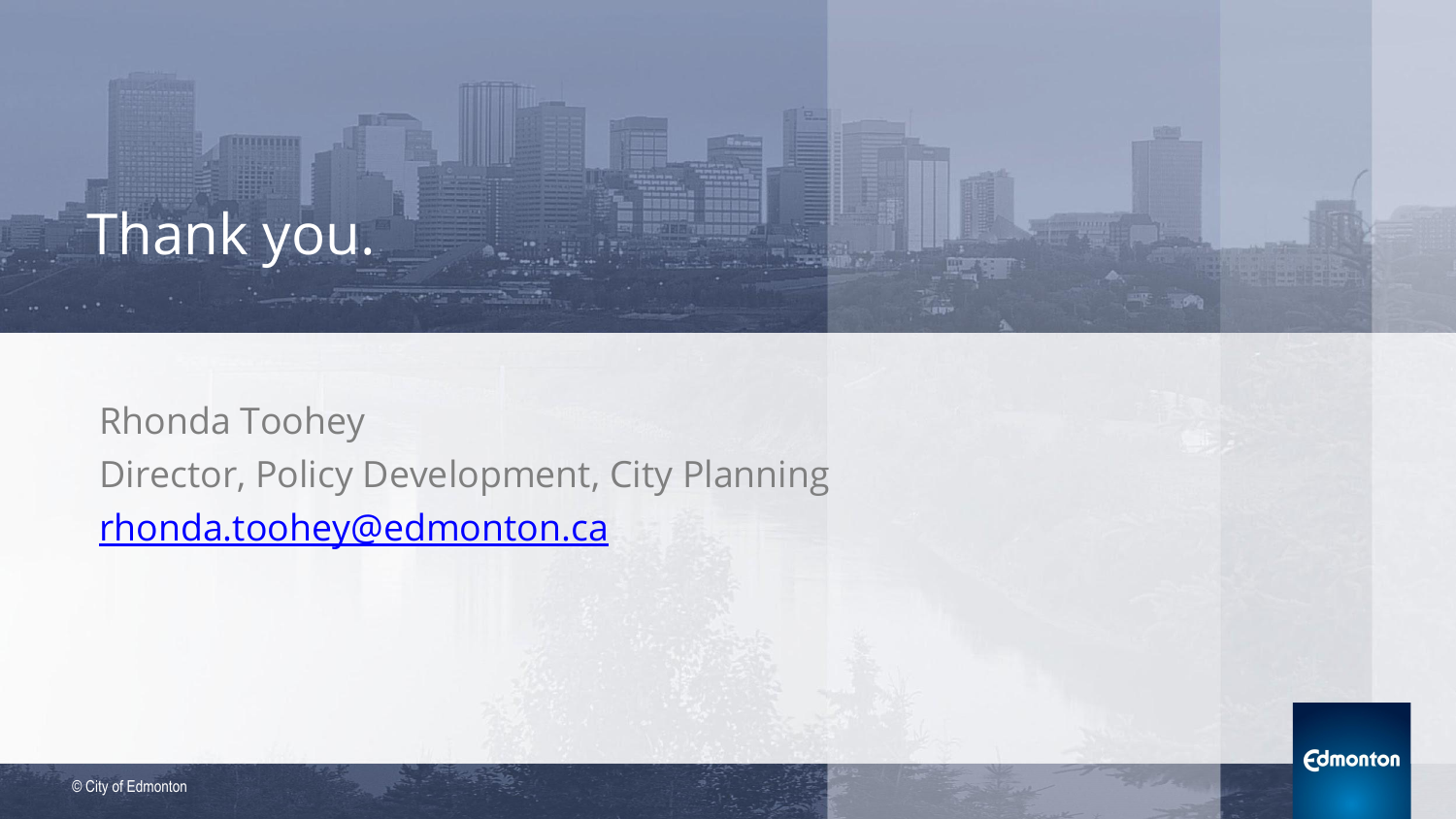# Thank you.

Rhonda Toohey
Director, Policy Development, City Planning
rhonda.toohey@edmonton.ca

© City of Edmonton